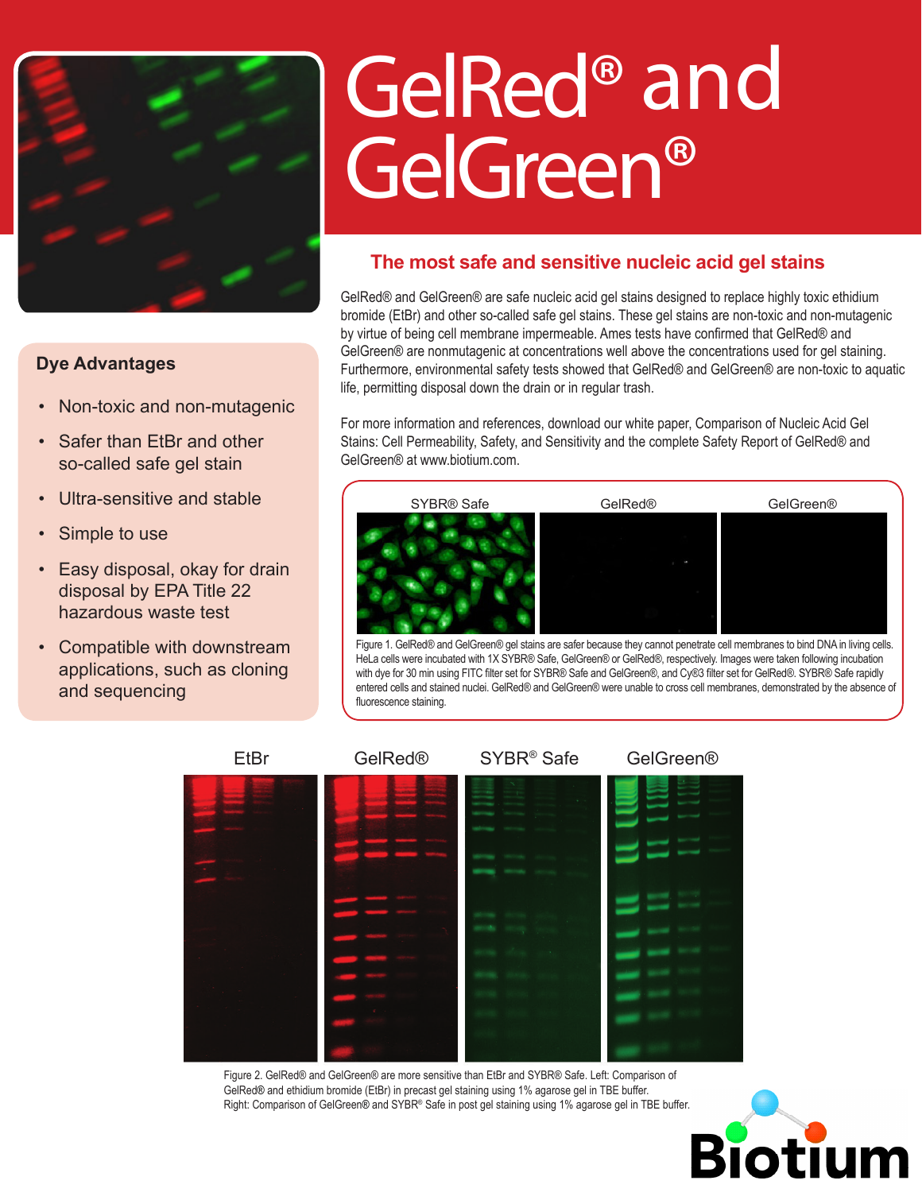# GelRed® and GelGreen®

## Dye Advantages

- Non-toxic and non-mutagenic
- Safer than EtBr and other so-called safe gel stain
- Ultra-sensitive and stable
- Simple to use
- Easy disposal, okay for drain disposal by EPA Title 22 hazardous waste test
- Compatible with downstream applications, such as cloning and sequencing

## The most safe and sensitive nucleic acid gel stains

GelRed® and GelGreen® are safe nucleic acid gel stains designed to replace highly toxic ethidium bromide (EtBr) and other so-called safe gel stains. These gel stains are non-toxic and non-mutagenic by virtue of being cell membrane impermeable. Ames tests have confirmed that GelRed® and GelGreen® are nonmutagenic at concentrations well above the concentrations used for gel staining. Furthermore, environmental safety tests showed that GelRed® and GelGreen® are non-toxic to aquatic life, permitting disposal down the drain or in regular trash.

For more information and references, download our white paper, Comparison of Nucleic Acid Gel Stains: Cell Permeability, Safety, and Sensitivity and the complete Safety Report of GelRed® and GelGreen® at www.biotium.com.

SYBR® Safe | GelRed® | GelGreen®

Figure 1. GelRed® and GelGreen® gel stains are safer because they cannot penetrate cell membranes to bind DNA in living cells. HeLa cells were incubated with 1X SYBR® Safe, GelGreen® or GelRed®, respectively. Images were taken following incubation with dye for 30 min using FITC filter set for SYBR® Safe and GelGreen®, and Cy®3 filter set for GelRed®. SYBR® Safe rapidly entered cells and stained nuclei. GelRed® and GelGreen® were unable to cross cell membranes, demonstrated by the absence of fluorescence staining.

EtBr | GelRed® | SYBR® Safe | GelGreen®

Figure 2. GelRed® and GelGreen® are more sensitive than EtBr and SYBR® Safe. Left: Comparison of GelRed® and ethidium bromide (EtBr) in precast gel staining using 1% agarose gel in TBE buffer. Right: Comparison of GelGreen® and SYBR® Safe in post gel staining using 1% agarose gel in TBE buffer.

Biotium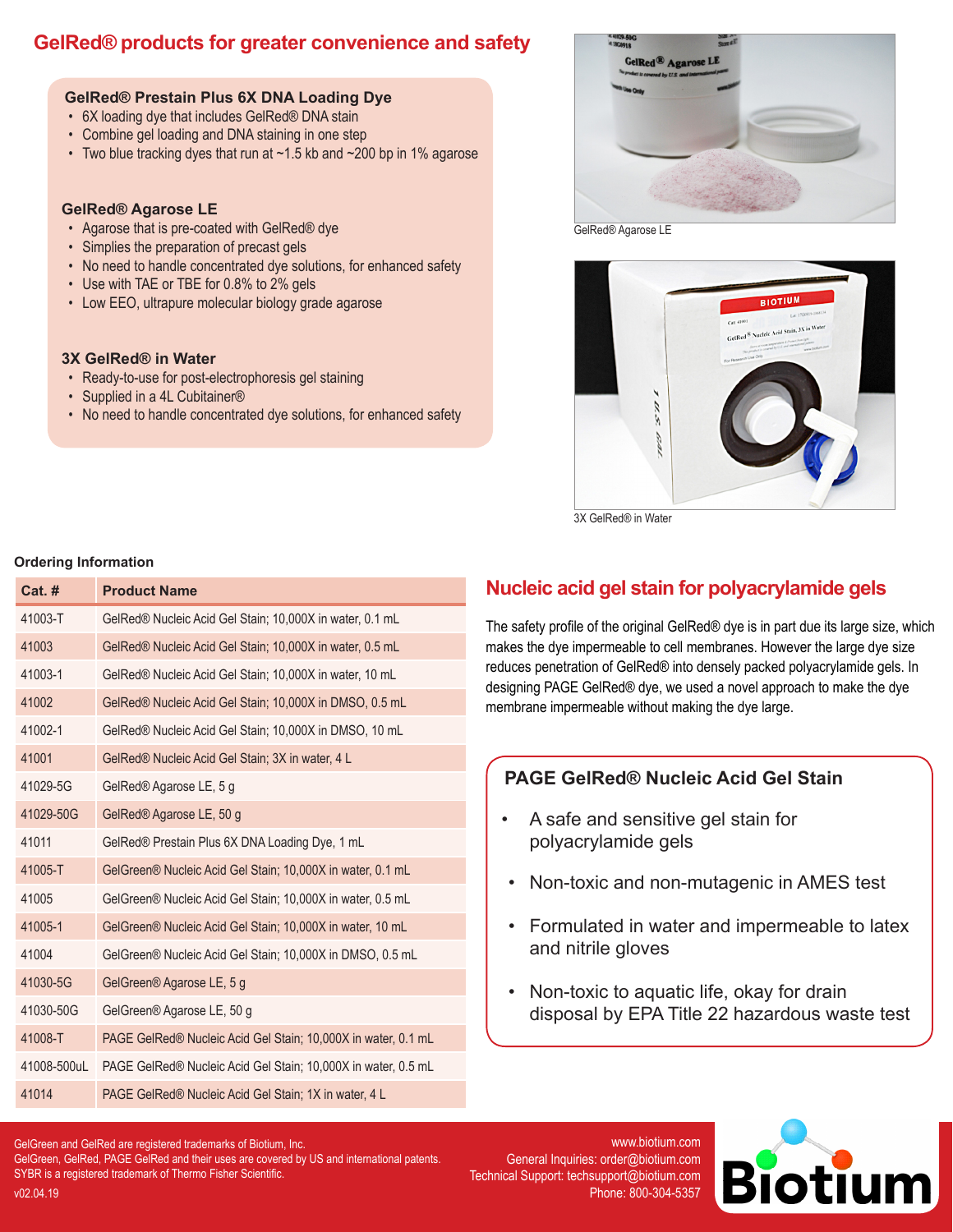## GelRed® products for greater convenience and safety

### GelRed® Prestain Plus 6X DNA Loading Dye

- 6X loading dye that includes GelRed® DNA stain
- Combine gel loading and DNA staining in one step
- Two blue tracking dyes that run at ~1.5 kb and ~200 bp in 1% agarose

### GelRed® Agarose LE

- Agarose that is pre-coated with GelRed® dye
- Simplies the preparation of precast gels
- No need to handle concentrated dye solutions, for enhanced safety
- Use with TAE or TBE for 0.8% to 2% gels
- Low EEO, ultrapure molecular biology grade agarose

### 3X GelRed® in Water

- Ready-to-use for post-electrophoresis gel staining
- Supplied in a 4L Cubitainer®
- No need to handle concentrated dye solutions, for enhanced safety

GelRed® Agarose LE

3X GelRed® in Water

### Ordering Information

| Cat. # | Product Name |
|---|---|
| 41003-T | GelRed® Nucleic Acid Gel Stain; 10,000X in water, 0.1 mL |
| 41003 | GelRed® Nucleic Acid Gel Stain; 10,000X in water, 0.5 mL |
| 41003-1 | GelRed® Nucleic Acid Gel Stain; 10,000X in water, 10 mL |
| 41002 | GelRed® Nucleic Acid Gel Stain; 10,000X in DMSO, 0.5 mL |
| 41002-1 | GelRed® Nucleic Acid Gel Stain; 10,000X in DMSO, 10 mL |
| 41001 | GelRed® Nucleic Acid Gel Stain; 3X in water, 4 L |
| 41029-5G | GelRed® Agarose LE, 5 g |
| 41029-50G | GelRed® Agarose LE, 50 g |
| 41011 | GelRed® Prestain Plus 6X DNA Loading Dye, 1 mL |
| 41005-T | GelGreen® Nucleic Acid Gel Stain; 10,000X in water, 0.1 mL |
| 41005 | GelGreen® Nucleic Acid Gel Stain; 10,000X in water, 0.5 mL |
| 41005-1 | GelGreen® Nucleic Acid Gel Stain; 10,000X in water, 10 mL |
| 41004 | GelGreen® Nucleic Acid Gel Stain; 10,000X in DMSO, 0.5 mL |
| 41030-5G | GelGreen® Agarose LE, 5 g |
| 41030-50G | GelGreen® Agarose LE, 50 g |
| 41008-T | PAGE GelRed® Nucleic Acid Gel Stain; 10,000X in water, 0.1 mL |
| 41008-500uL | PAGE GelRed® Nucleic Acid Gel Stain; 10,000X in water, 0.5 mL |
| 41014 | PAGE GelRed® Nucleic Acid Gel Stain; 1X in water, 4 L |

## Nucleic acid gel stain for polyacrylamide gels

The safety profile of the original GelRed® dye is in part due its large size, which makes the dye impermeable to cell membranes. However the large dye size reduces penetration of GelRed® into densely packed polyacrylamide gels. In designing PAGE GelRed® dye, we used a novel approach to make the dye membrane impermeable without making the dye large.

### PAGE GelRed® Nucleic Acid Gel Stain

- A safe and sensitive gel stain for polyacrylamide gels
- Non-toxic and non-mutagenic in AMES test
- Formulated in water and impermeable to latex and nitrile gloves
- Non-toxic to aquatic life, okay for drain disposal by EPA Title 22 hazardous waste test

GelGreen and GelRed are registered trademarks of Biotium, Inc.
GelGreen, GelRed, PAGE GelRed and their uses are covered by US and international patents.
SYBR is a registered trademark of Thermo Fisher Scientific.
v02.04.19

www.biotium.com
General Inquiries: order@biotium.com
Technical Support: techsupport@biotium.com
Phone: 800-304-5357

Biotium